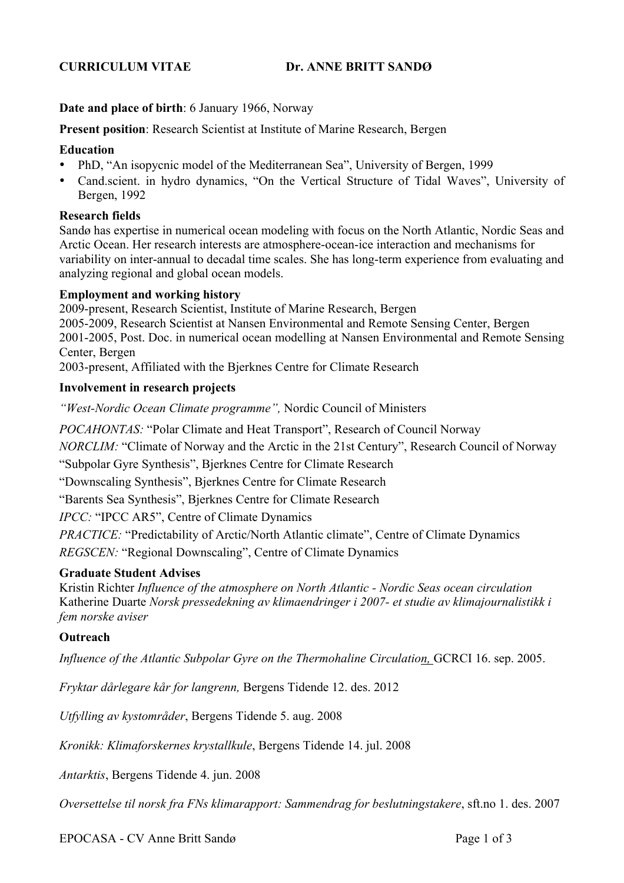# CURRICULUM VITAE Dr. ANNE BRITT SANDØ

**Date and place of birth**: 6 January 1966, Norway

**Present position**: Research Scientist at Institute of Marine Research, Bergen

**Education**

- PhD, "An isopycnic model of the Mediterranean Sea", University of Bergen, 1999
- Cand.scient. in hydro dynamics, "On the Vertical Structure of Tidal Waves", University of Bergen, 1992

**Research fields**

Sandø has expertise in numerical ocean modeling with focus on the North Atlantic, Nordic Seas and Arctic Ocean. Her research interests are atmosphere-ocean-ice interaction and mechanisms for variability on inter-annual to decadal time scales. She has long-term experience from evaluating and analyzing regional and global ocean models.

**Employment and working history**

2009-present, Research Scientist, Institute of Marine Research, Bergen
2005-2009, Research Scientist at Nansen Environmental and Remote Sensing Center, Bergen
2001-2005, Post. Doc. in numerical ocean modelling at Nansen Environmental and Remote Sensing Center, Bergen
2003-present, Affiliated with the Bjerknes Centre for Climate Research

**Involvement in research projects**

*"West-Nordic Ocean Climate programme",* Nordic Council of Ministers

*POCAHONTAS:* "Polar Climate and Heat Transport", Research of Council Norway
*NORCLIM:* "Climate of Norway and the Arctic in the 21st Century", Research Council of Norway
"Subpolar Gyre Synthesis", Bjerknes Centre for Climate Research
"Downscaling Synthesis", Bjerknes Centre for Climate Research
"Barents Sea Synthesis", Bjerknes Centre for Climate Research
*IPCC:* "IPCC AR5", Centre of Climate Dynamics
*PRACTICE:* "Predictability of Arctic/North Atlantic climate", Centre of Climate Dynamics
*REGSCEN:* "Regional Downscaling", Centre of Climate Dynamics

**Graduate Student Advises**

Kristin Richter *Influence of the atmosphere on North Atlantic - Nordic Seas ocean circulation*
Katherine Duarte *Norsk pressedekning av klimaendringer i 2007- et studie av klimajournalistikk i fem norske aviser*

**Outreach**

*Influence of the Atlantic Subpolar Gyre on the Thermohaline Circulation,* GCRCI 16. sep. 2005.

*Fryktar dårlegare kår for langrenn,* Bergens Tidende 12. des. 2012

*Utfylling av kystområder*, Bergens Tidende 5. aug. 2008

*Kronikk: Klimaforskernes krystallkule*, Bergens Tidende 14. jul. 2008

*Antarktis*, Bergens Tidende 4. jun. 2008

*Oversettelse til norsk fra FNs klimarapport: Sammendrag for beslutningstakere*, sft.no 1. des. 2007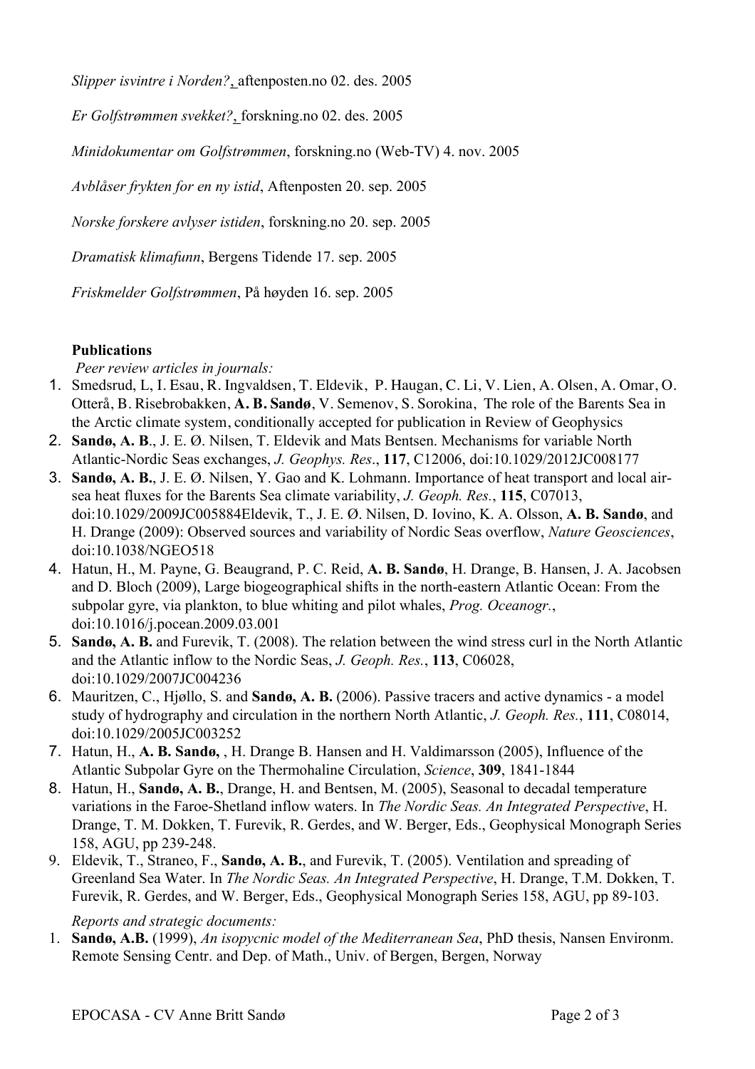*Slipper isvintre i Norden?*, aftenposten.no 02. des. 2005

*Er Golfstrømmen svekket?*, forskning.no 02. des. 2005

*Minidokumentar om Golfstrømmen*, forskning.no (Web-TV) 4. nov. 2005

*Avblåser frykten for en ny istid*, Aftenposten 20. sep. 2005

*Norske forskere avlyser istiden*, forskning.no 20. sep. 2005

*Dramatisk klimafunn*, Bergens Tidende 17. sep. 2005

*Friskmelder Golfstrømmen*, På høyden 16. sep. 2005

**Publications**

*Peer review articles in journals:*

1. Smedsrud, L, I. Esau, R. Ingvaldsen, T. Eldevik, P. Haugan, C. Li, V. Lien, A. Olsen, A. Omar, O. Otterå, B. Risebrobakken, **A. B. Sandø**, V. Semenov, S. Sorokina, The role of the Barents Sea in the Arctic climate system, conditionally accepted for publication in Review of Geophysics
2. **Sandø, A. B**., J. E. Ø. Nilsen, T. Eldevik and Mats Bentsen. Mechanisms for variable North Atlantic-Nordic Seas exchanges, *J. Geophys. Res*., **117**, C12006, doi:10.1029/2012JC008177
3. **Sandø, A. B.**, J. E. Ø. Nilsen, Y. Gao and K. Lohmann. Importance of heat transport and local air-sea heat fluxes for the Barents Sea climate variability, *J. Geoph. Res.*, **115**, C07013, doi:10.1029/2009JC005884Eldevik, T., J. E. Ø. Nilsen, D. Iovino, K. A. Olsson, **A. B. Sandø**, and H. Drange (2009): Observed sources and variability of Nordic Seas overflow, *Nature Geosciences*, doi:10.1038/NGEO518
4. Hatun, H., M. Payne, G. Beaugrand, P. C. Reid, **A. B. Sandø**, H. Drange, B. Hansen, J. A. Jacobsen and D. Bloch (2009), Large biogeographical shifts in the north-eastern Atlantic Ocean: From the subpolar gyre, via plankton, to blue whiting and pilot whales, *Prog. Oceanogr.*, doi:10.1016/j.pocean.2009.03.001
5. **Sandø, A. B.** and Furevik, T. (2008). The relation between the wind stress curl in the North Atlantic and the Atlantic inflow to the Nordic Seas, *J. Geoph. Res.*, **113**, C06028, doi:10.1029/2007JC004236
6. Mauritzen, C., Hjøllo, S. and **Sandø, A. B.** (2006). Passive tracers and active dynamics - a model study of hydrography and circulation in the northern North Atlantic, *J. Geoph. Res.*, **111**, C08014, doi:10.1029/2005JC003252
7. Hatun, H., **A. B. Sandø,** , H. Drange B. Hansen and H. Valdimarsson (2005), Influence of the Atlantic Subpolar Gyre on the Thermohaline Circulation, *Science*, **309**, 1841-1844
8. Hatun, H., **Sandø, A. B.**, Drange, H. and Bentsen, M. (2005), Seasonal to decadal temperature variations in the Faroe-Shetland inflow waters. In *The Nordic Seas. An Integrated Perspective*, H. Drange, T. M. Dokken, T. Furevik, R. Gerdes, and W. Berger, Eds., Geophysical Monograph Series 158, AGU, pp 239-248.
9. Eldevik, T., Straneo, F., **Sandø, A. B.**, and Furevik, T. (2005). Ventilation and spreading of Greenland Sea Water. In *The Nordic Seas. An Integrated Perspective*, H. Drange, T.M. Dokken, T. Furevik, R. Gerdes, and W. Berger, Eds., Geophysical Monograph Series 158, AGU, pp 89-103.

*Reports and strategic documents:*

1. **Sandø, A.B.** (1999), *An isopycnic model of the Mediterranean Sea*, PhD thesis, Nansen Environm. Remote Sensing Centr. and Dep. of Math., Univ. of Bergen, Bergen, Norway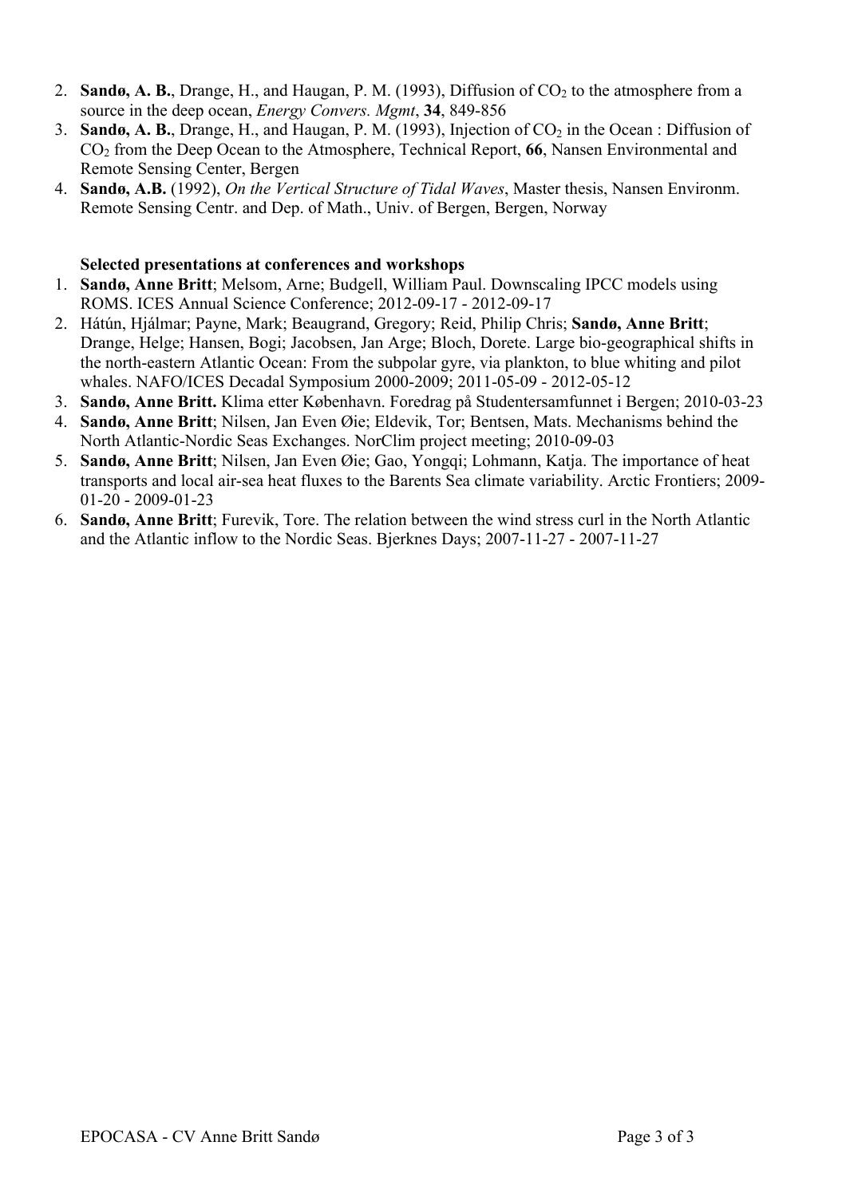2. **Sandø, A. B.**, Drange, H., and Haugan, P. M. (1993), Diffusion of $CO_2$ to the atmosphere from a source in the deep ocean, *Energy Convers. Mgmt*, **34**, 849-856
3. **Sandø, A. B.**, Drange, H., and Haugan, P. M. (1993), Injection of $CO_2$ in the Ocean : Diffusion of $CO_2$ from the Deep Ocean to the Atmosphere, Technical Report, **66**, Nansen Environmental and Remote Sensing Center, Bergen
4. **Sandø, A.B.** (1992), *On the Vertical Structure of Tidal Waves*, Master thesis, Nansen Environm. Remote Sensing Centr. and Dep. of Math., Univ. of Bergen, Bergen, Norway

**Selected presentations at conferences and workshops**

1. **Sandø, Anne Britt**; Melsom, Arne; Budgell, William Paul. Downscaling IPCC models using ROMS. ICES Annual Science Conference; 2012-09-17 - 2012-09-17
2. Hátún, Hjálmar; Payne, Mark; Beaugrand, Gregory; Reid, Philip Chris; **Sandø, Anne Britt**; Drange, Helge; Hansen, Bogi; Jacobsen, Jan Arge; Bloch, Dorete. Large bio-geographical shifts in the north-eastern Atlantic Ocean: From the subpolar gyre, via plankton, to blue whiting and pilot whales. NAFO/ICES Decadal Symposium 2000-2009; 2011-05-09 - 2012-05-12
3. **Sandø, Anne Britt.** Klima etter København. Foredrag på Studentersamfunnet i Bergen; 2010-03-23
4. **Sandø, Anne Britt**; Nilsen, Jan Even Øie; Eldevik, Tor; Bentsen, Mats. Mechanisms behind the North Atlantic-Nordic Seas Exchanges. NorClim project meeting; 2010-09-03
5. **Sandø, Anne Britt**; Nilsen, Jan Even Øie; Gao, Yongqi; Lohmann, Katja. The importance of heat transports and local air-sea heat fluxes to the Barents Sea climate variability. Arctic Frontiers; 2009-01-20 - 2009-01-23
6. **Sandø, Anne Britt**; Furevik, Tore. The relation between the wind stress curl in the North Atlantic and the Atlantic inflow to the Nordic Seas. Bjerknes Days; 2007-11-27 - 2007-11-27